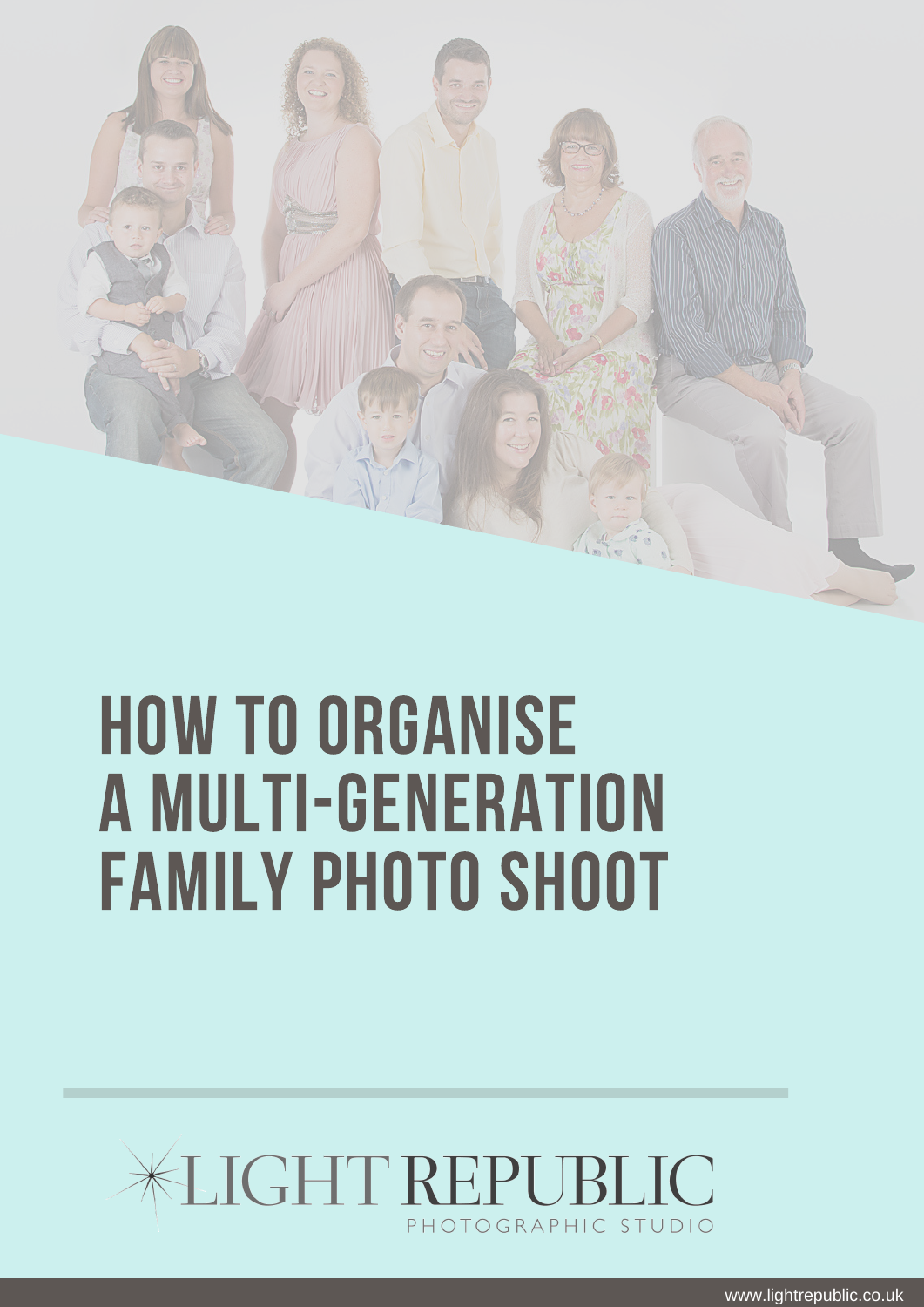# HOW TO ORGANISE A MULTI-GENERATION FAMILY PHOTO SHOOT

LIGHT REPUBLIC
PHOTOGRAPHIC STUDIO

www.lightrepublic.co.uk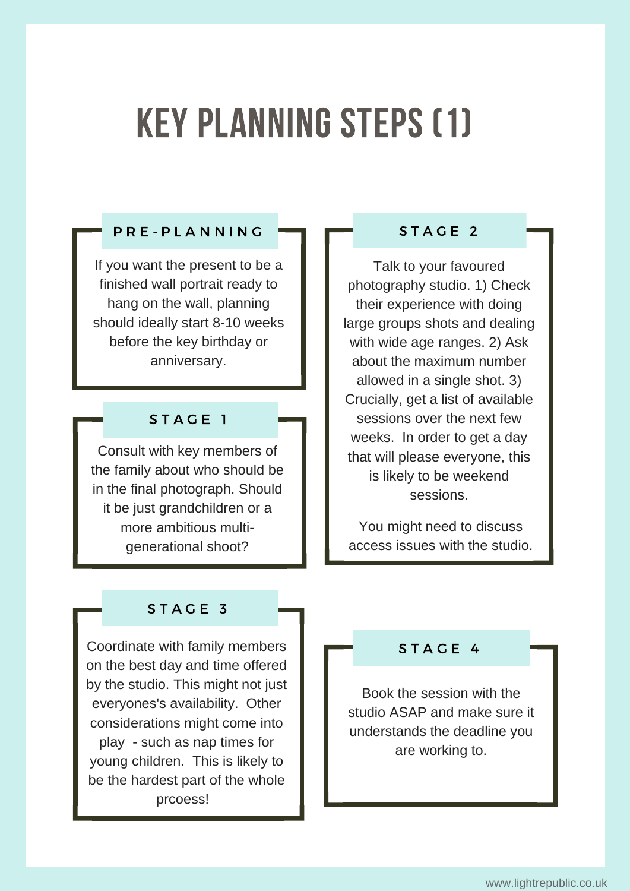# KEY PLANNING STEPS (1)

## PRE-PLANNING

If you want the present to be a finished wall portrait ready to hang on the wall, planning should ideally start 8-10 weeks before the key birthday or anniversary.

## STAGE 1

Consult with key members of the family about who should be in the final photograph. Should it be just grandchildren or a more ambitious multi-generational shoot?

## STAGE 2

Talk to your favoured photography studio. 1) Check their experience with doing large groups shots and dealing with wide age ranges. 2) Ask about the maximum number allowed in a single shot. 3) Crucially, get a list of available sessions over the next few weeks. In order to get a day that will please everyone, this is likely to be weekend sessions.

You might need to discuss access issues with the studio.

## STAGE 3

Coordinate with family members on the best day and time offered by the studio. This might not just everyones's availability. Other considerations might come into play - such as nap times for young children. This is likely to be the hardest part of the whole prcoess!

## STAGE 4

Book the session with the studio ASAP and make sure it understands the deadline you are working to.

www.lightrepublic.co.uk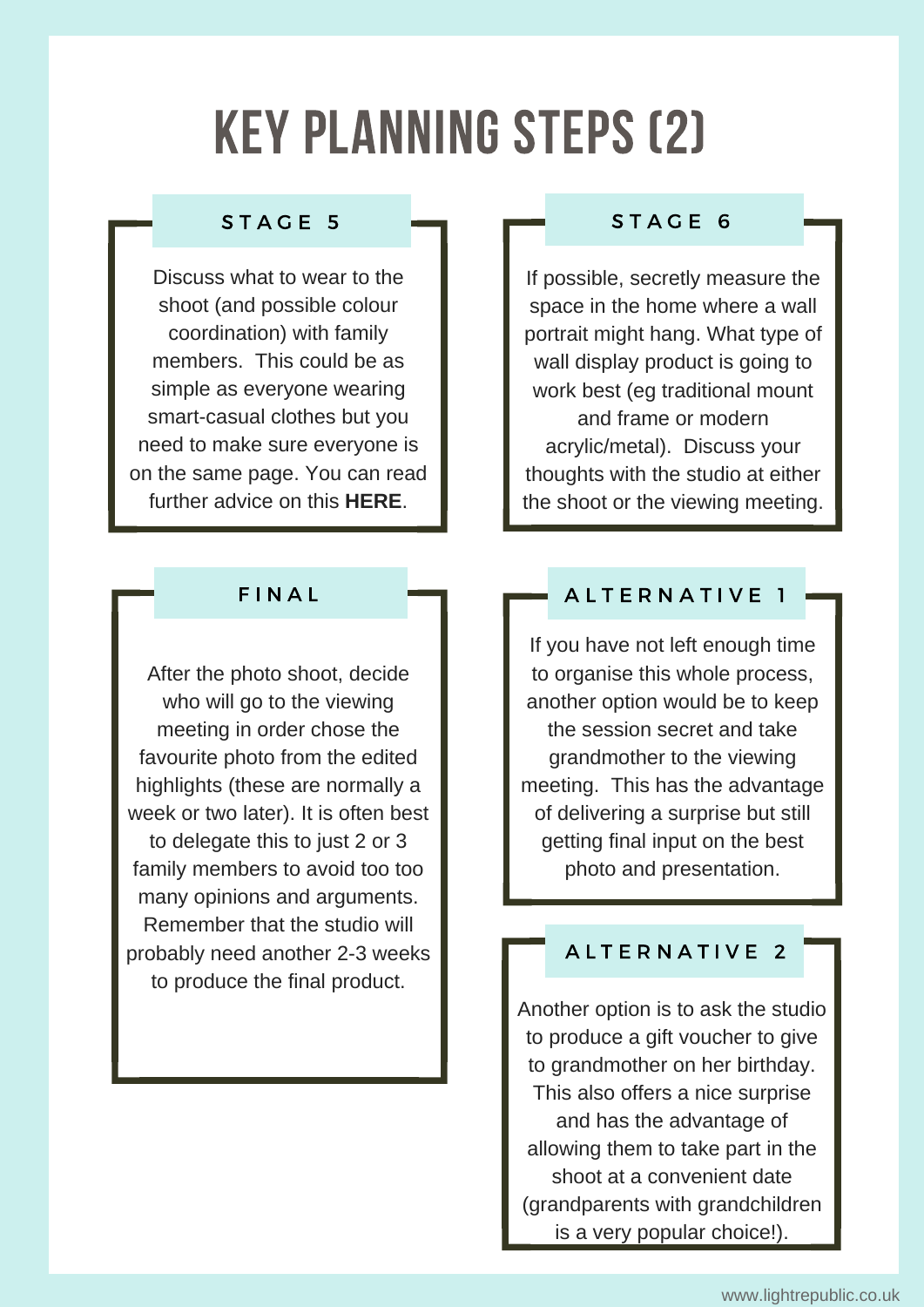# KEY PLANNING STEPS (2)

## STAGE 5

Discuss what to wear to the shoot (and possible colour coordination) with family members. This could be as simple as everyone wearing smart-casual clothes but you need to make sure everyone is on the same page. You can read further advice on this **HERE**.

## STAGE 6

If possible, secretly measure the space in the home where a wall portrait might hang. What type of wall display product is going to work best (eg traditional mount and frame or modern acrylic/metal). Discuss your thoughts with the studio at either the shoot or the viewing meeting.

## FINAL

After the photo shoot, decide who will go to the viewing meeting in order chose the favourite photo from the edited highlights (these are normally a week or two later). It is often best to delegate this to just 2 or 3 family members to avoid too too many opinions and arguments. Remember that the studio will probably need another 2-3 weeks to produce the final product.

## ALTERNATIVE 1

If you have not left enough time to organise this whole process, another option would be to keep the session secret and take grandmother to the viewing meeting. This has the advantage of delivering a surprise but still getting final input on the best photo and presentation.

## ALTERNATIVE 2

Another option is to ask the studio to produce a gift voucher to give to grandmother on her birthday. This also offers a nice surprise and has the advantage of allowing them to take part in the shoot at a convenient date (grandparents with grandchildren is a very popular choice!).

www.lightrepublic.co.uk